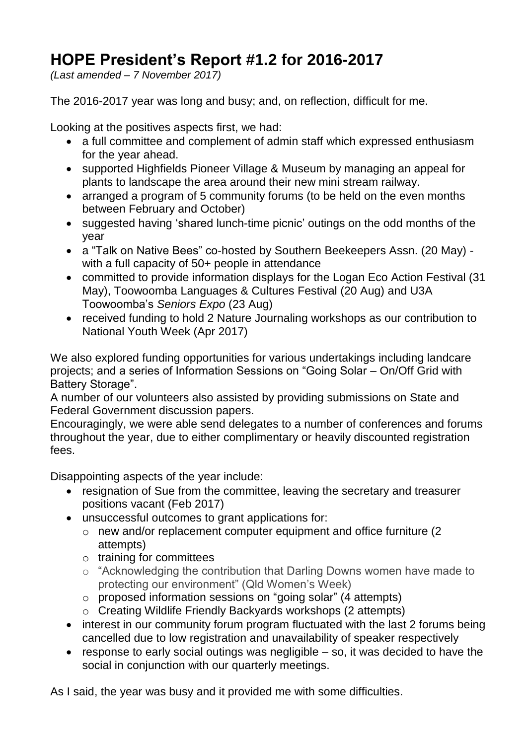# HOPE President's Report #1.2 for 2016-2017

*(Last amended – 7 November 2017)*

The 2016-2017 year was long and busy; and, on reflection, difficult for me.

Looking at the positives aspects first, we had:

- a full committee and complement of admin staff which expressed enthusiasm for the year ahead.
- supported Highfields Pioneer Village & Museum by managing an appeal for plants to landscape the area around their new mini stream railway.
- arranged a program of 5 community forums (to be held on the even months between February and October)
- suggested having 'shared lunch-time picnic' outings on the odd months of the year
- a "Talk on Native Bees" co-hosted by Southern Beekeepers Assn. (20 May) - with a full capacity of 50+ people in attendance
- committed to provide information displays for the Logan Eco Action Festival (31 May), Toowoomba Languages & Cultures Festival (20 Aug) and U3A Toowoomba's *Seniors Expo* (23 Aug)
- received funding to hold 2 Nature Journaling workshops as our contribution to National Youth Week (Apr 2017)

We also explored funding opportunities for various undertakings including landcare projects; and a series of Information Sessions on "Going Solar – On/Off Grid with Battery Storage".
A number of our volunteers also assisted by providing submissions on State and Federal Government discussion papers.
Encouragingly, we were able send delegates to a number of conferences and forums throughout the year, due to either complimentary or heavily discounted registration fees.

Disappointing aspects of the year include:

- resignation of Sue from the committee, leaving the secretary and treasurer positions vacant (Feb 2017)
- unsuccessful outcomes to grant applications for:
  - new and/or replacement computer equipment and office furniture (2 attempts)
  - training for committees
  - "Acknowledging the contribution that Darling Downs women have made to protecting our environment" (Qld Women's Week)
  - proposed information sessions on "going solar" (4 attempts)
  - Creating Wildlife Friendly Backyards workshops (2 attempts)
- interest in our community forum program fluctuated with the last 2 forums being cancelled due to low registration and unavailability of speaker respectively
- response to early social outings was negligible – so, it was decided to have the social in conjunction with our quarterly meetings.

As I said, the year was busy and it provided me with some difficulties.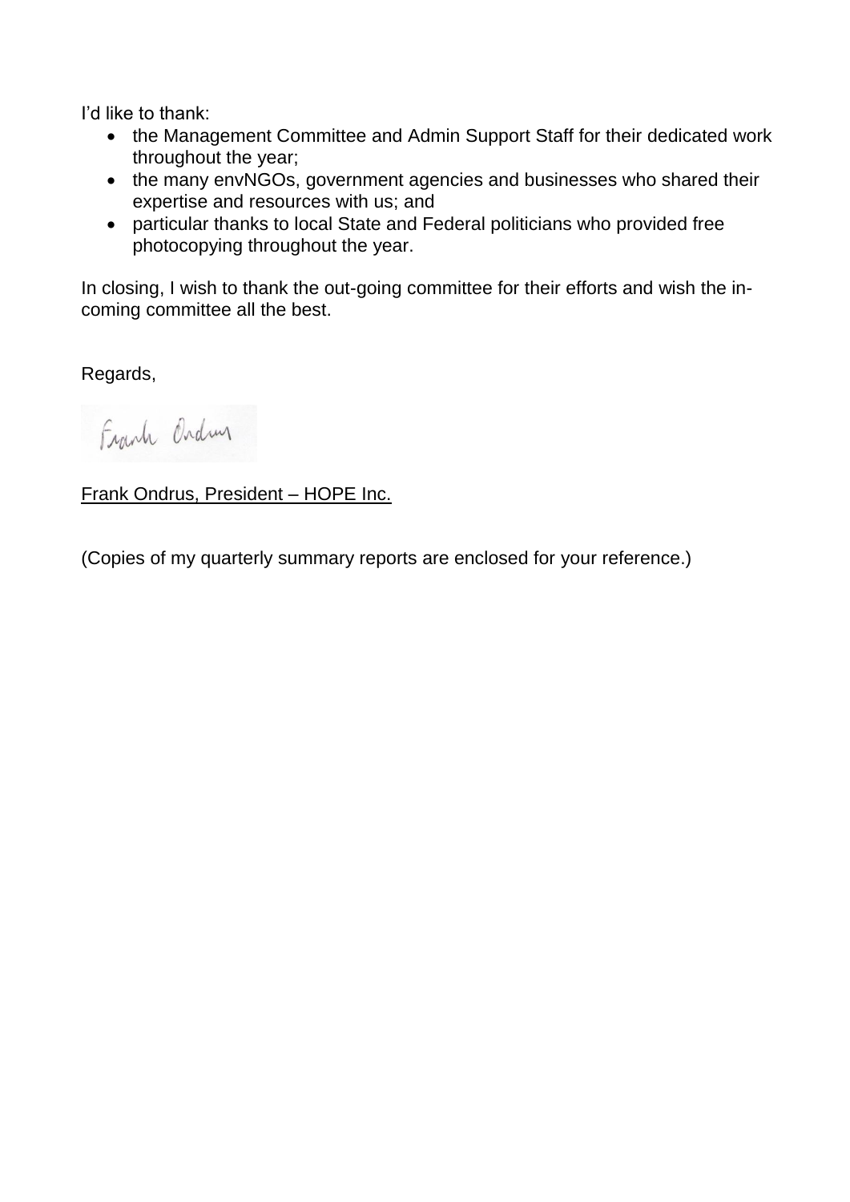I'd like to thank:

- the Management Committee and Admin Support Staff for their dedicated work throughout the year;
- the many envNGOs, government agencies and businesses who shared their expertise and resources with us; and
- particular thanks to local State and Federal politicians who provided free photocopying throughout the year.

In closing, I wish to thank the out-going committee for their efforts and wish the in-coming committee all the best.

Regards,

Frank Ondrus

Frank Ondrus, President – HOPE Inc.

(Copies of my quarterly summary reports are enclosed for your reference.)